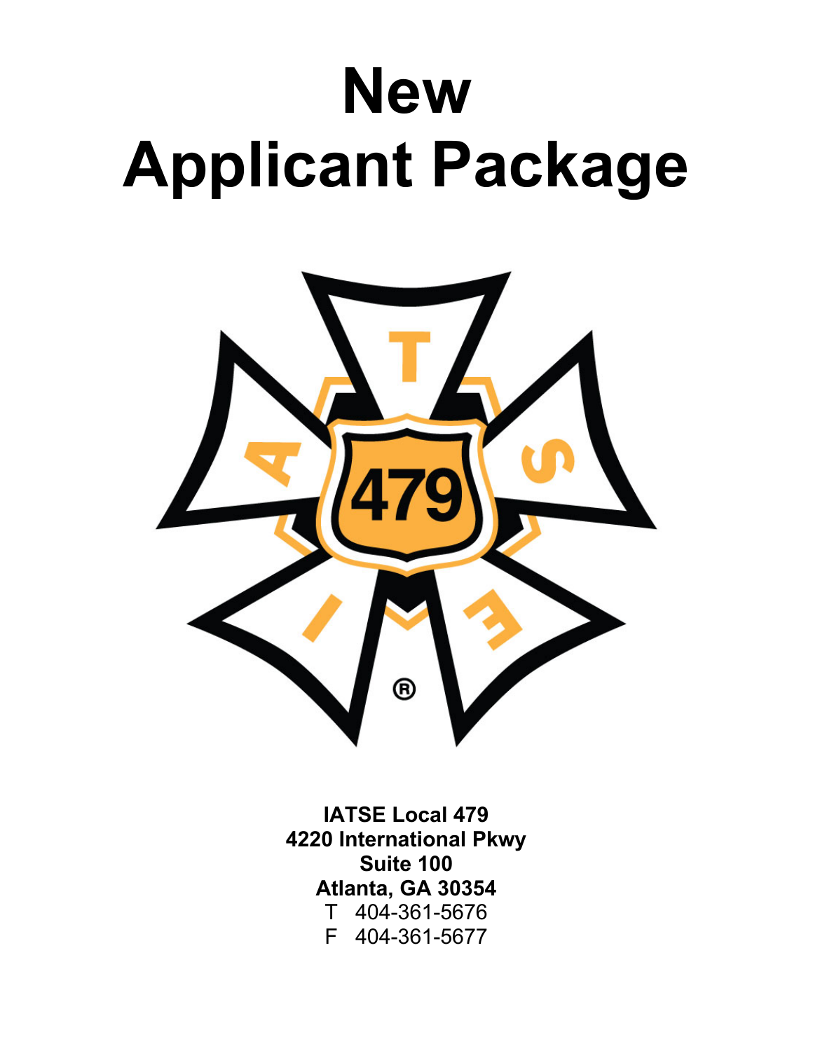# New Applicant Package

**IATSE Local 479**
**4220 International Pkwy**
**Suite 100**
**Atlanta, GA 30354**
T 404-361-5676
F 404-361-5677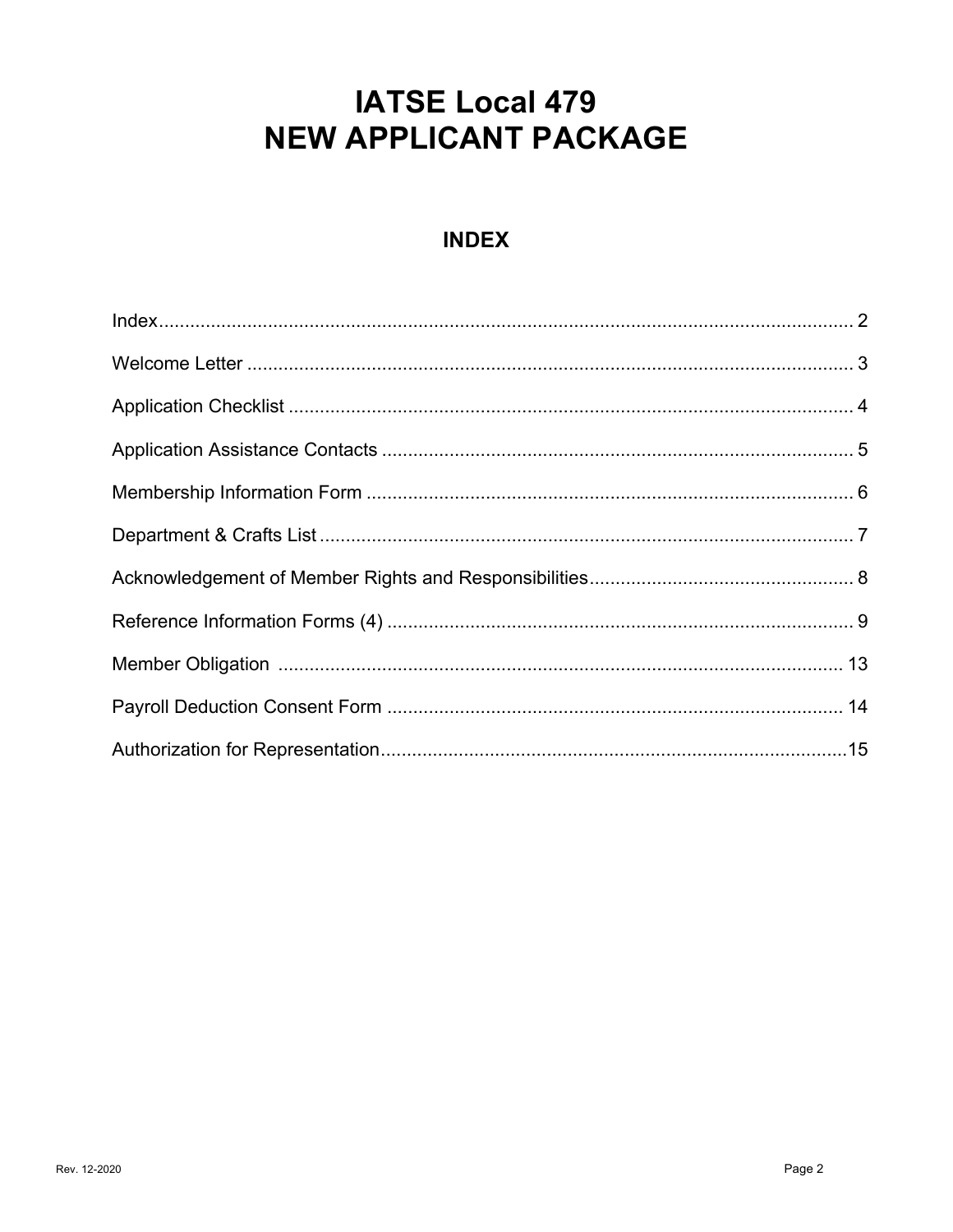# IATSE Local 479
# NEW APPLICANT PACKAGE

## INDEX

| | |
|---|---|
| Index | 2 |
| Welcome Letter | 3 |
| Application Checklist | 4 |
| Application Assistance Contacts | 5 |
| Membership Information Form | 6 |
| Department & Crafts List | 7 |
| Acknowledgement of Member Rights and Responsibilities | 8 |
| Reference Information Forms (4) | 9 |
| Member Obligation | 13 |
| Payroll Deduction Consent Form | 14 |
| Authorization for Representation | 15 |

Rev. 12-2020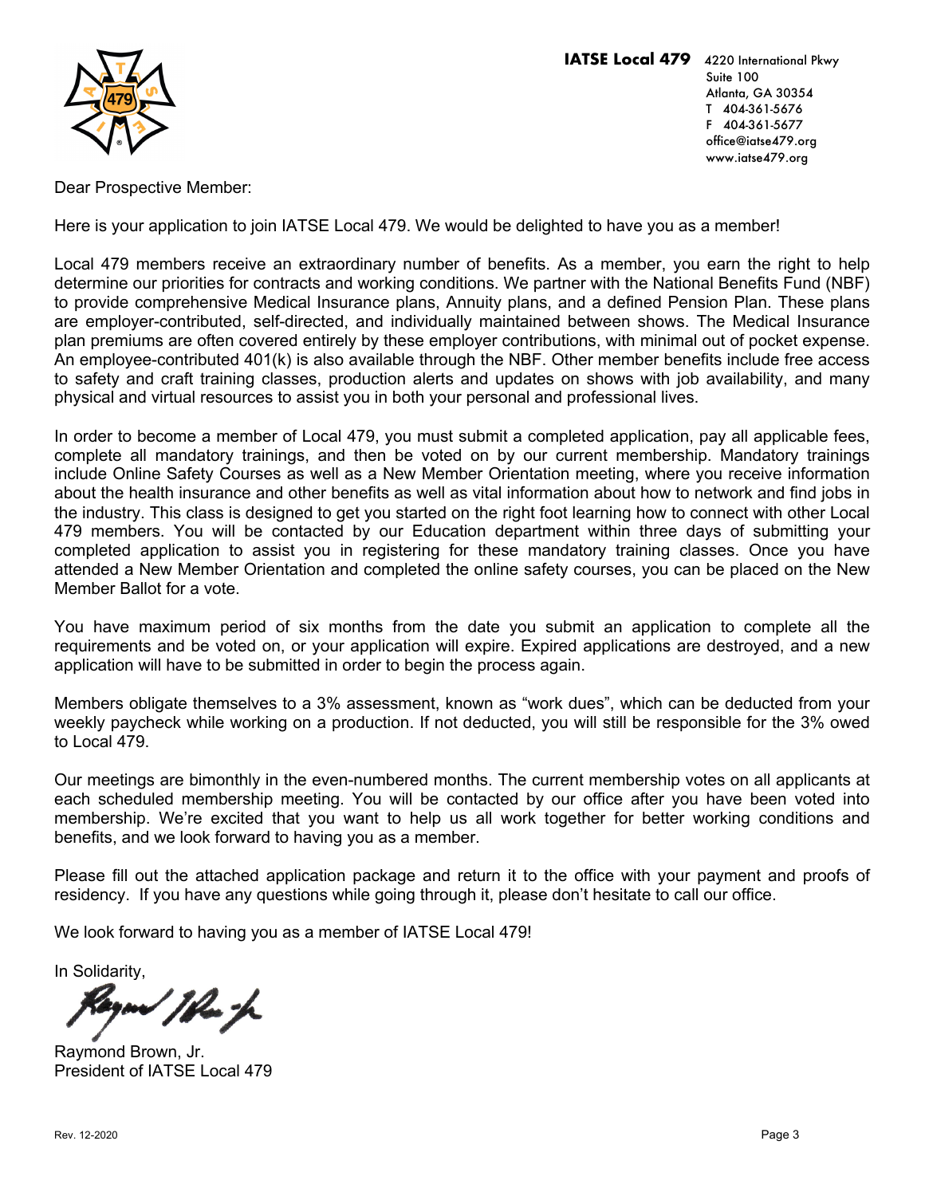**IATSE Local 479** 4220 International Pkwy
Suite 100
Atlanta, GA 30354
T 404-361-5676
F 404-361-5677
office@iatse479.org
www.iatse479.org

Dear Prospective Member:

Here is your application to join IATSE Local 479. We would be delighted to have you as a member!

Local 479 members receive an extraordinary number of benefits. As a member, you earn the right to help determine our priorities for contracts and working conditions. We partner with the National Benefits Fund (NBF) to provide comprehensive Medical Insurance plans, Annuity plans, and a defined Pension Plan. These plans are employer-contributed, self-directed, and individually maintained between shows. The Medical Insurance plan premiums are often covered entirely by these employer contributions, with minimal out of pocket expense. An employee-contributed 401(k) is also available through the NBF. Other member benefits include free access to safety and craft training classes, production alerts and updates on shows with job availability, and many physical and virtual resources to assist you in both your personal and professional lives.

In order to become a member of Local 479, you must submit a completed application, pay all applicable fees, complete all mandatory trainings, and then be voted on by our current membership. Mandatory trainings include Online Safety Courses as well as a New Member Orientation meeting, where you receive information about the health insurance and other benefits as well as vital information about how to network and find jobs in the industry. This class is designed to get you started on the right foot learning how to connect with other Local 479 members. You will be contacted by our Education department within three days of submitting your completed application to assist you in registering for these mandatory training classes. Once you have attended a New Member Orientation and completed the online safety courses, you can be placed on the New Member Ballot for a vote.

You have maximum period of six months from the date you submit an application to complete all the requirements and be voted on, or your application will expire. Expired applications are destroyed, and a new application will have to be submitted in order to begin the process again.

Members obligate themselves to a 3% assessment, known as “work dues”, which can be deducted from your weekly paycheck while working on a production. If not deducted, you will still be responsible for the 3% owed to Local 479.

Our meetings are bimonthly in the even-numbered months. The current membership votes on all applicants at each scheduled membership meeting. You will be contacted by our office after you have been voted into membership. We’re excited that you want to help us all work together for better working conditions and benefits, and we look forward to having you as a member.

Please fill out the attached application package and return it to the office with your payment and proofs of residency. If you have any questions while going through it, please don’t hesitate to call our office.

We look forward to having you as a member of IATSE Local 479!

In Solidarity,

Raymond Brown, Jr.
President of IATSE Local 479

Rev. 12-2020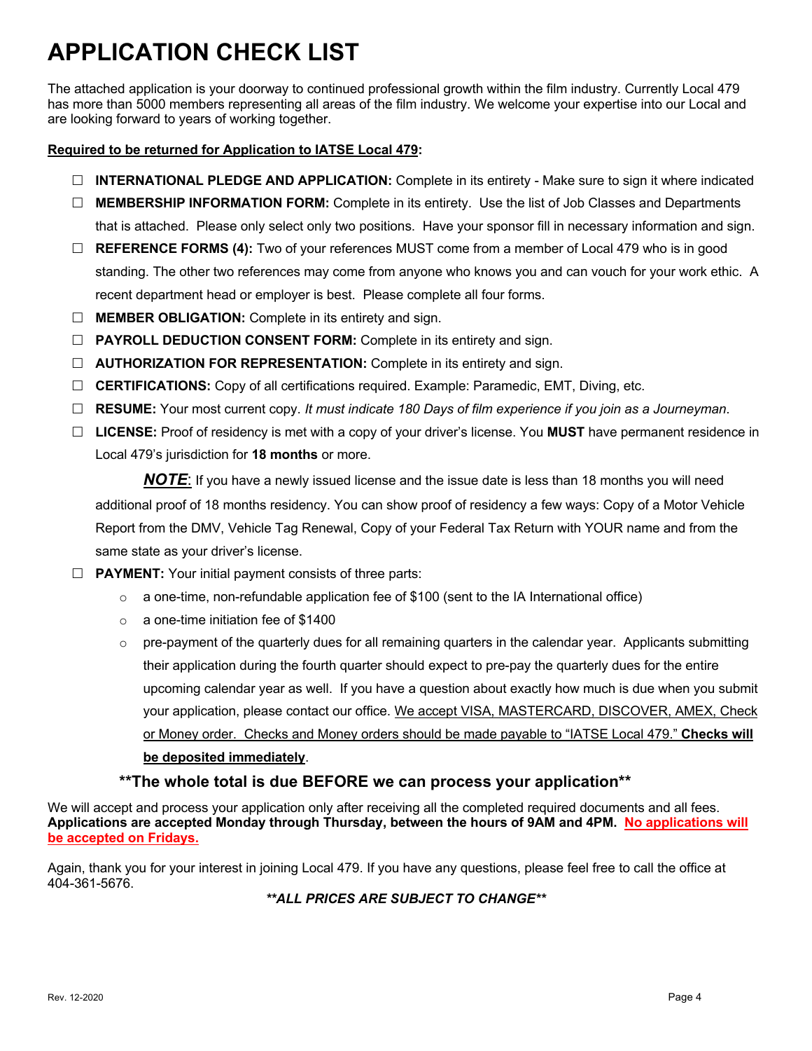# APPLICATION CHECK LIST

The attached application is your doorway to continued professional growth within the film industry. Currently Local 479 has more than 5000 members representing all areas of the film industry. We welcome your expertise into our Local and are looking forward to years of working together.

**Required to be returned for Application to IATSE Local 479:**

- ☐ **INTERNATIONAL PLEDGE AND APPLICATION:** Complete in its entirety - Make sure to sign it where indicated
- ☐ **MEMBERSHIP INFORMATION FORM:** Complete in its entirety. Use the list of Job Classes and Departments that is attached. Please only select only two positions. Have your sponsor fill in necessary information and sign.
- ☐ **REFERENCE FORMS (4):** Two of your references MUST come from a member of Local 479 who is in good standing. The other two references may come from anyone who knows you and can vouch for your work ethic. A recent department head or employer is best. Please complete all four forms.
- ☐ **MEMBER OBLIGATION:** Complete in its entirety and sign.
- ☐ **PAYROLL DEDUCTION CONSENT FORM:** Complete in its entirety and sign.
- ☐ **AUTHORIZATION FOR REPRESENTATION:** Complete in its entirety and sign.
- ☐ **CERTIFICATIONS:** Copy of all certifications required. Example: Paramedic, EMT, Diving, etc.
- ☐ **RESUME:** Your most current copy. *It must indicate 180 Days of film experience if you join as a Journeyman*.
- ☐ **LICENSE:** Proof of residency is met with a copy of your driver's license. You **MUST** have permanent residence in Local 479's jurisdiction for **18 months** or more.

  ***NOTE***: If you have a newly issued license and the issue date is less than 18 months you will need additional proof of 18 months residency. You can show proof of residency a few ways: Copy of a Motor Vehicle Report from the DMV, Vehicle Tag Renewal, Copy of your Federal Tax Return with YOUR name and from the same state as your driver's license.
- ☐ **PAYMENT:** Your initial payment consists of three parts:
  - a one-time, non-refundable application fee of $100 (sent to the IA International office)
  - a one-time initiation fee of $1400
  - pre-payment of the quarterly dues for all remaining quarters in the calendar year. Applicants submitting their application during the fourth quarter should expect to pre-pay the quarterly dues for the entire upcoming calendar year as well. If you have a question about exactly how much is due when you submit your application, please contact our office. We accept VISA, MASTERCARD, DISCOVER, AMEX, Check or Money order. Checks and Money orders should be made payable to "IATSE Local 479." **Checks will be deposited immediately**.

**\*\*The whole total is due BEFORE we can process your application\*\***

We will accept and process your application only after receiving all the completed required documents and all fees. **Applications are accepted Monday through Thursday, between the hours of 9AM and 4PM. No applications will be accepted on Fridays.**

Again, thank you for your interest in joining Local 479. If you have any questions, please feel free to call the office at 404-361-5676.

***\*\*ALL PRICES ARE SUBJECT TO CHANGE\*\****

Rev. 12-2020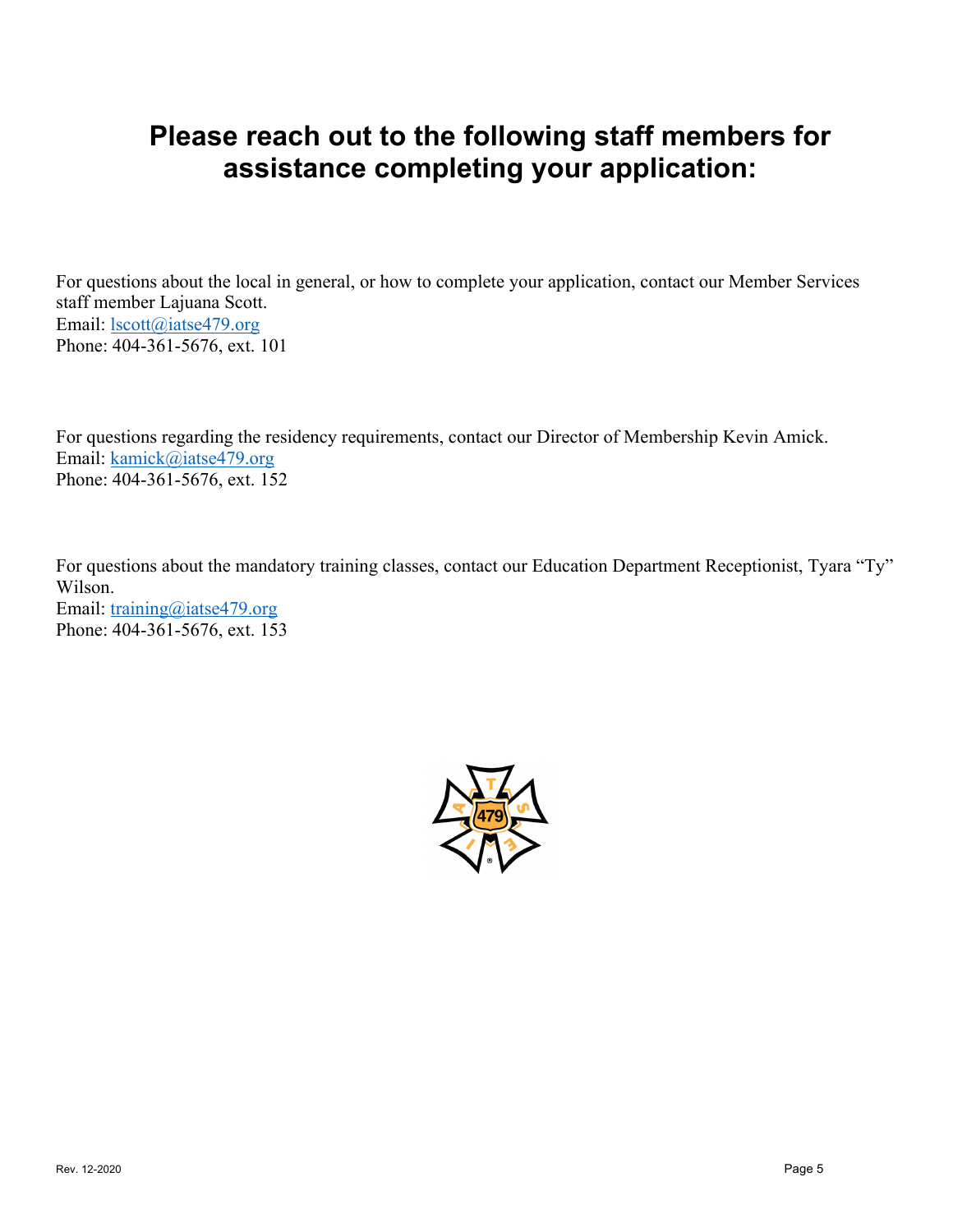# Please reach out to the following staff members for assistance completing your application:

For questions about the local in general, or how to complete your application, contact our Member Services staff member Lajuana Scott.
Email: lscott@iatse479.org
Phone: 404-361-5676, ext. 101

For questions regarding the residency requirements, contact our Director of Membership Kevin Amick.
Email: kamick@iatse479.org
Phone: 404-361-5676, ext. 152

For questions about the mandatory training classes, contact our Education Department Receptionist, Tyara "Ty" Wilson.
Email: training@iatse479.org
Phone: 404-361-5676, ext. 153

Rev. 12-2020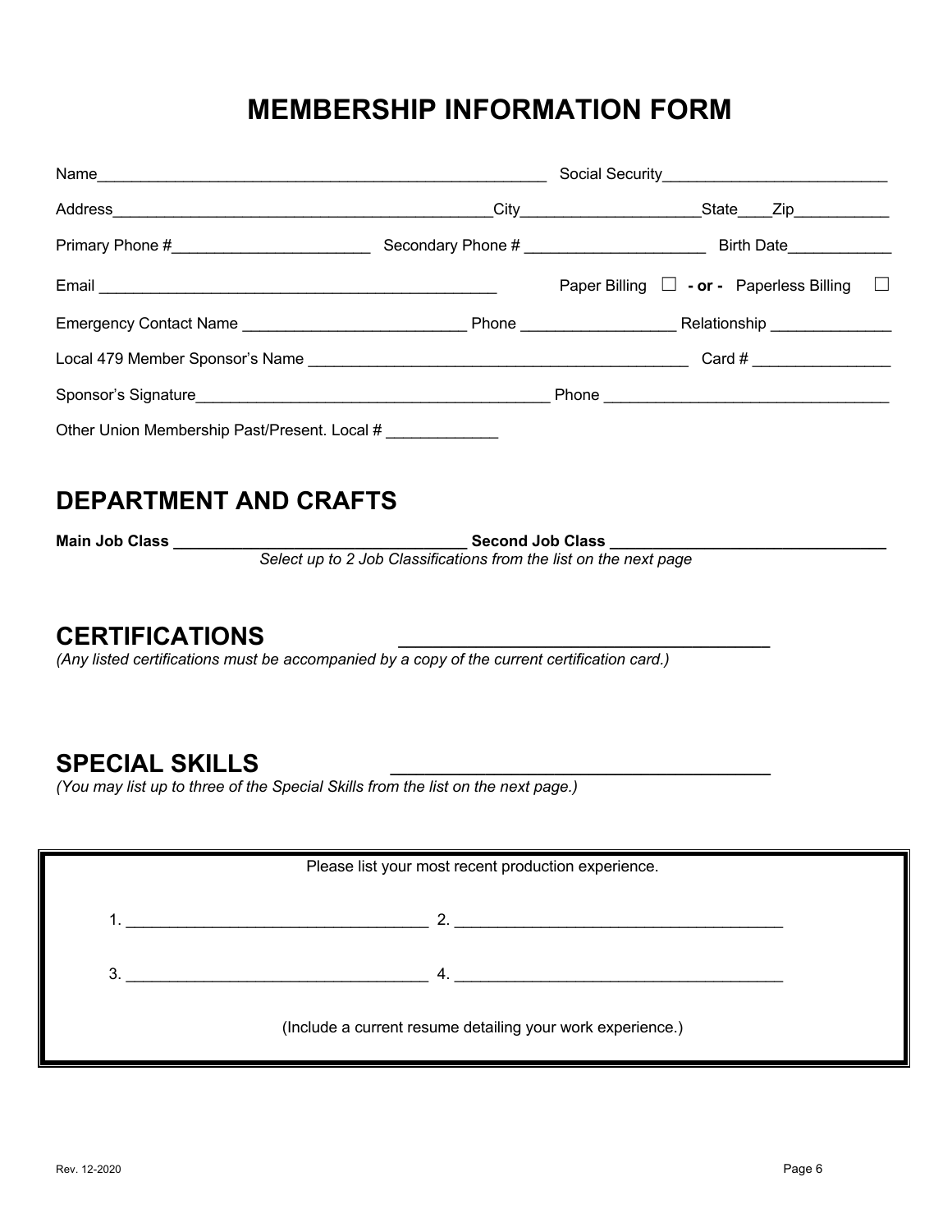# MEMBERSHIP INFORMATION FORM

Name_____________________________________________________ Social Security_________________________

Address_____________________________________________City____________________State____Zip___________

Primary Phone #______________________ Secondary Phone # ____________________ Birth Date____________

Email _____________________________________________ Paper Billing ☐ **- or -** Paperless Billing ☐

Emergency Contact Name _________________________ Phone _________________ Relationship ______________

Local 479 Member Sponsor's Name ____________________________________________ Card # ________________

Sponsor's Signature_________________________________________ Phone _________________________________

Other Union Membership Past/Present. Local # _____________

## DEPARTMENT AND CRAFTS

**Main Job Class _________________________________ Second Job Class _______________________________**

*Select up to 2 Job Classifications from the list on the next page*

## CERTIFICATIONS ____________________________________

*(Any listed certifications must be accompanied by a copy of the current certification card.)*

## SPECIAL SKILLS ____________________________________

*(You may list up to three of the Special Skills from the list on the next page.)*

Please list your most recent production experience.

1. __________________________________ 2. _____________________________________

3. __________________________________ 4. _____________________________________

(Include a current resume detailing your work experience.)

Rev. 12-2020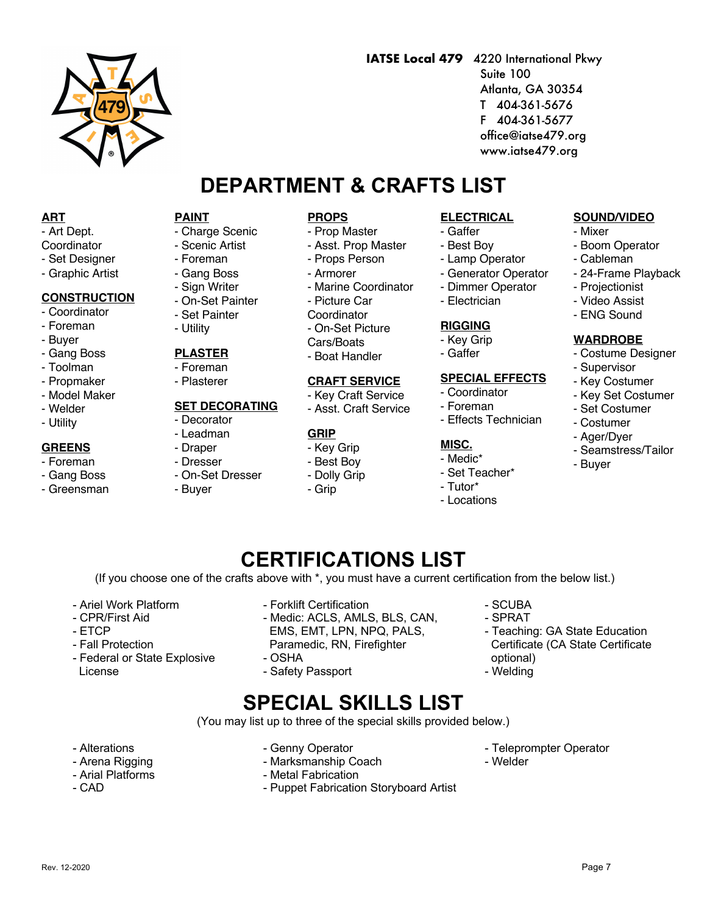**IATSE Local 479** 4220 International Pkwy
Suite 100
Atlanta, GA 30354
T 404-361-5676
F 404-361-5677
office@iatse479.org
www.iatse479.org

# DEPARTMENT & CRAFTS LIST

**ART**
- Art Dept. Coordinator
- Set Designer
- Graphic Artist

**CONSTRUCTION**
- Coordinator
- Foreman
- Buyer
- Gang Boss
- Toolman
- Propmaker
- Model Maker
- Welder
- Utility

**GREENS**
- Foreman
- Gang Boss
- Greensman

**PAINT**
- Charge Scenic
- Scenic Artist
- Foreman
- Gang Boss
- Sign Writer
- On-Set Painter
- Set Painter
- Utility

**PLASTER**
- Foreman
- Plasterer

**SET DECORATING**
- Decorator
- Leadman
- Draper
- Dresser
- On-Set Dresser
- Buyer

**PROPS**
- Prop Master
- Asst. Prop Master
- Props Person
- Armorer
- Marine Coordinator
- Picture Car Coordinator
- On-Set Picture Cars/Boats
- Boat Handler

**CRAFT SERVICE**
- Key Craft Service
- Asst. Craft Service

**GRIP**
- Key Grip
- Best Boy
- Dolly Grip
- Grip

**ELECTRICAL**
- Gaffer
- Best Boy
- Lamp Operator
- Generator Operator
- Dimmer Operator
- Electrician

**RIGGING**
- Key Grip
- Gaffer

**SPECIAL EFFECTS**
- Coordinator
- Foreman
- Effects Technician

**MISC.**
- Medic*
- Set Teacher*
- Tutor*
- Locations

**SOUND/VIDEO**
- Mixer
- Boom Operator
- Cableman
- 24-Frame Playback
- Projectionist
- Video Assist
- ENG Sound

**WARDROBE**
- Costume Designer
- Supervisor
- Key Costumer
- Key Set Costumer
- Set Costumer
- Costumer
- Ager/Dyer
- Seamstress/Tailor
- Buyer

# CERTIFICATIONS LIST

(If you choose one of the crafts above with *, you must have a current certification from the below list.)

- Ariel Work Platform
- CPR/First Aid
- ETCP
- Fall Protection
- Federal or State Explosive License
- Forklift Certification
- Medic: ACLS, AMLS, BLS, CAN, EMS, EMT, LPN, NPQ, PALS, Paramedic, RN, Firefighter
- OSHA
- Safety Passport
- SCUBA
- SPRAT
- Teaching: GA State Education Certificate (CA State Certificate optional)
- Welding

# SPECIAL SKILLS LIST

(You may list up to three of the special skills provided below.)

- Alterations
- Arena Rigging
- Arial Platforms
- CAD
- Genny Operator
- Marksmanship Coach
- Metal Fabrication
- Puppet Fabrication Storyboard Artist
- Teleprompter Operator
- Welder

Rev. 12-2020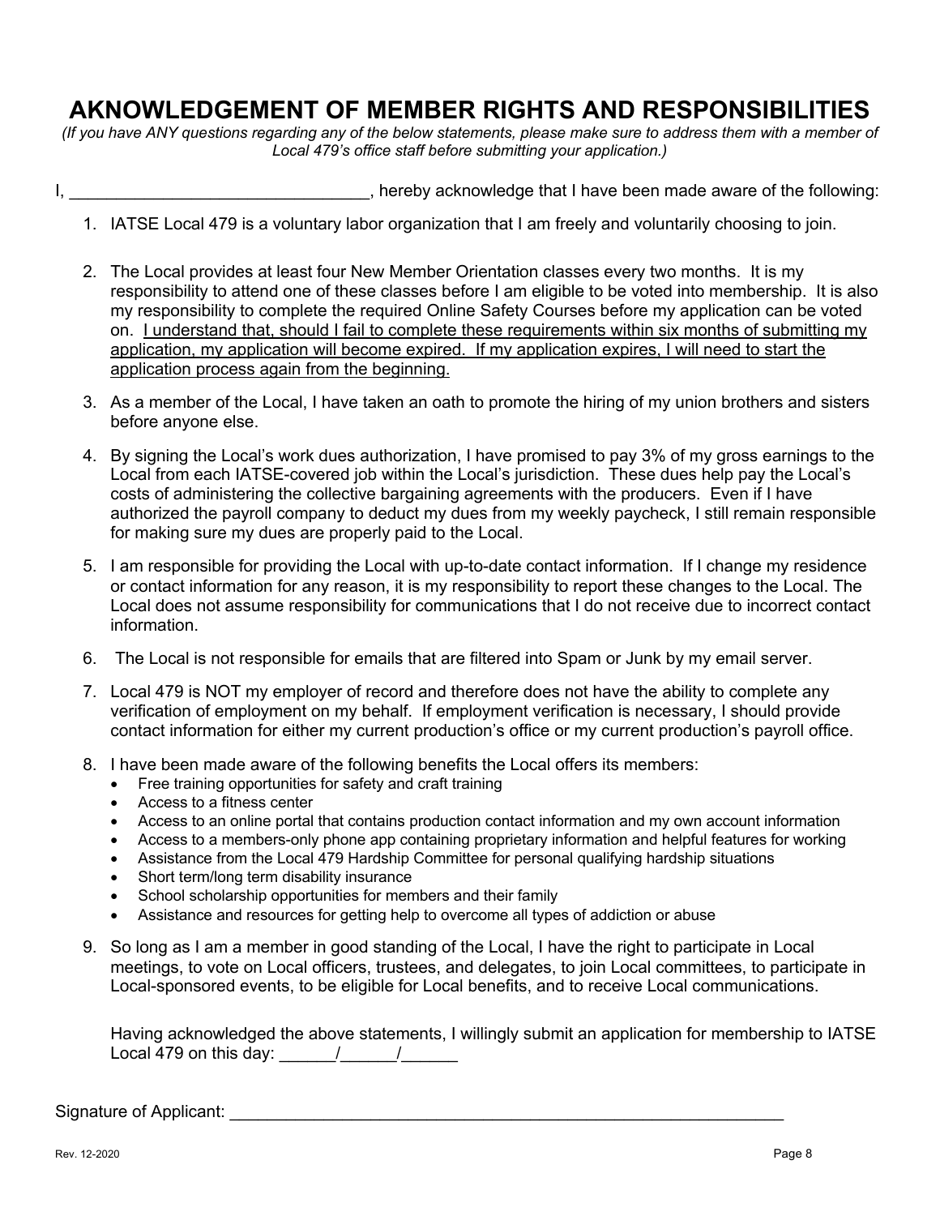# AKNOWLEDGEMENT OF MEMBER RIGHTS AND RESPONSIBILITIES

*(If you have ANY questions regarding any of the below statements, please make sure to address them with a member of Local 479's office staff before submitting your application.)*

I, _______________________________, hereby acknowledge that I have been made aware of the following:

1. IATSE Local 479 is a voluntary labor organization that I am freely and voluntarily choosing to join.

2. The Local provides at least four New Member Orientation classes every two months. It is my responsibility to attend one of these classes before I am eligible to be voted into membership. It is also my responsibility to complete the required Online Safety Courses before my application can be voted on. <u>I understand that, should I fail to complete these requirements within six months of submitting my application, my application will become expired. If my application expires, I will need to start the application process again from the beginning.</u>

3. As a member of the Local, I have taken an oath to promote the hiring of my union brothers and sisters before anyone else.

4. By signing the Local's work dues authorization, I have promised to pay 3% of my gross earnings to the Local from each IATSE-covered job within the Local's jurisdiction. These dues help pay the Local's costs of administering the collective bargaining agreements with the producers. Even if I have authorized the payroll company to deduct my dues from my weekly paycheck, I still remain responsible for making sure my dues are properly paid to the Local.

5. I am responsible for providing the Local with up-to-date contact information. If I change my residence or contact information for any reason, it is my responsibility to report these changes to the Local. The Local does not assume responsibility for communications that I do not receive due to incorrect contact information.

6. The Local is not responsible for emails that are filtered into Spam or Junk by my email server.

7. Local 479 is NOT my employer of record and therefore does not have the ability to complete any verification of employment on my behalf. If employment verification is necessary, I should provide contact information for either my current production's office or my current production's payroll office.

8. I have been made aware of the following benefits the Local offers its members:
   - Free training opportunities for safety and craft training
   - Access to a fitness center
   - Access to an online portal that contains production contact information and my own account information
   - Access to a members-only phone app containing proprietary information and helpful features for working
   - Assistance from the Local 479 Hardship Committee for personal qualifying hardship situations
   - Short term/long term disability insurance
   - School scholarship opportunities for members and their family
   - Assistance and resources for getting help to overcome all types of addiction or abuse

9. So long as I am a member in good standing of the Local, I have the right to participate in Local meetings, to vote on Local officers, trustees, and delegates, to join Local committees, to participate in Local-sponsored events, to be eligible for Local benefits, and to receive Local communications.

   Having acknowledged the above statements, I willingly submit an application for membership to IATSE Local 479 on this day: ______/______/______

Signature of Applicant: ____________________________________________________________

Rev. 12-2020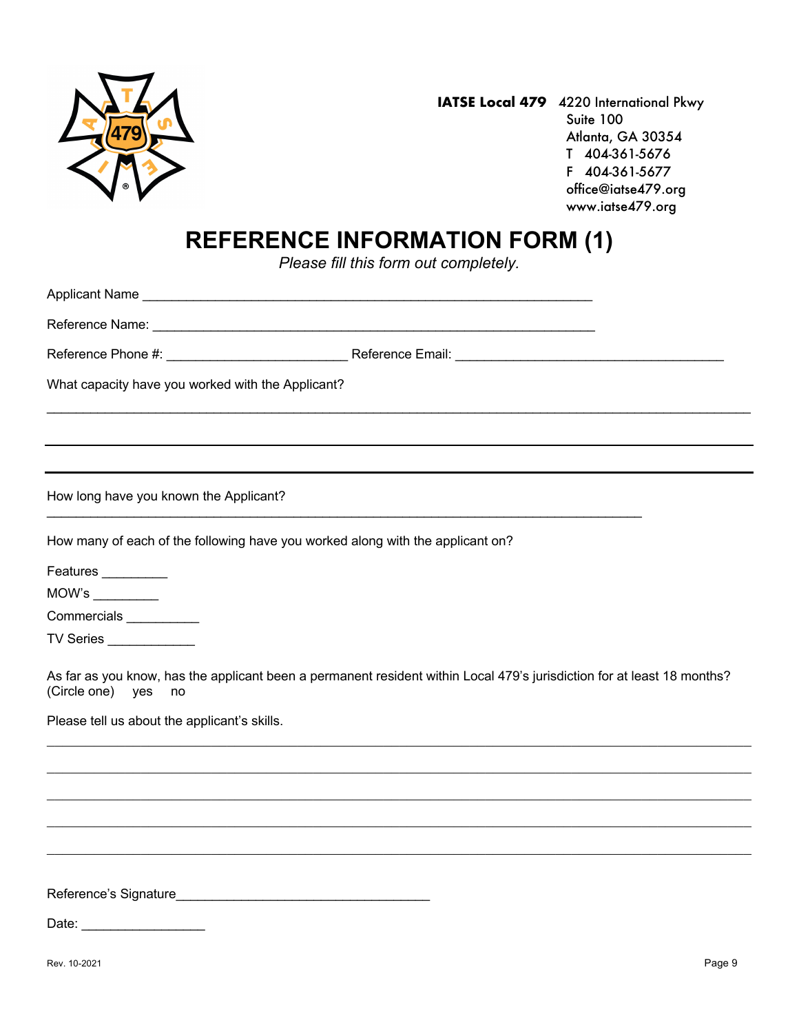**IATSE Local 479** 4220 International Pkwy
Suite 100
Atlanta, GA 30354
T 404-361-5676
F 404-361-5677
office@iatse479.org
www.iatse479.org

# REFERENCE INFORMATION FORM (1)

*Please fill this form out completely.*

Applicant Name ______________________________________________________________

Reference Name: ______________________________________________________________

Reference Phone #: ________________________ Reference Email: ___________________________________

What capacity have you worked with the Applicant?

_____________________________________________________________________________________________

_____________________________________________________________________________________________

_____________________________________________________________________________________________

How long have you known the Applicant?

_____________________________________________________________________________

How many of each of the following have you worked along with the applicant on?

Features _________

MOW's _________

Commercials _________

TV Series ___________

As far as you know, has the applicant been a permanent resident within Local 479's jurisdiction for at least 18 months? (Circle one) yes no

Please tell us about the applicant's skills.

_____________________________________________________________________________________________

_____________________________________________________________________________________________

_____________________________________________________________________________________________

_____________________________________________________________________________________________

_____________________________________________________________________________________________

Reference's Signature__________________________________

Date: ________________

Rev. 10-2021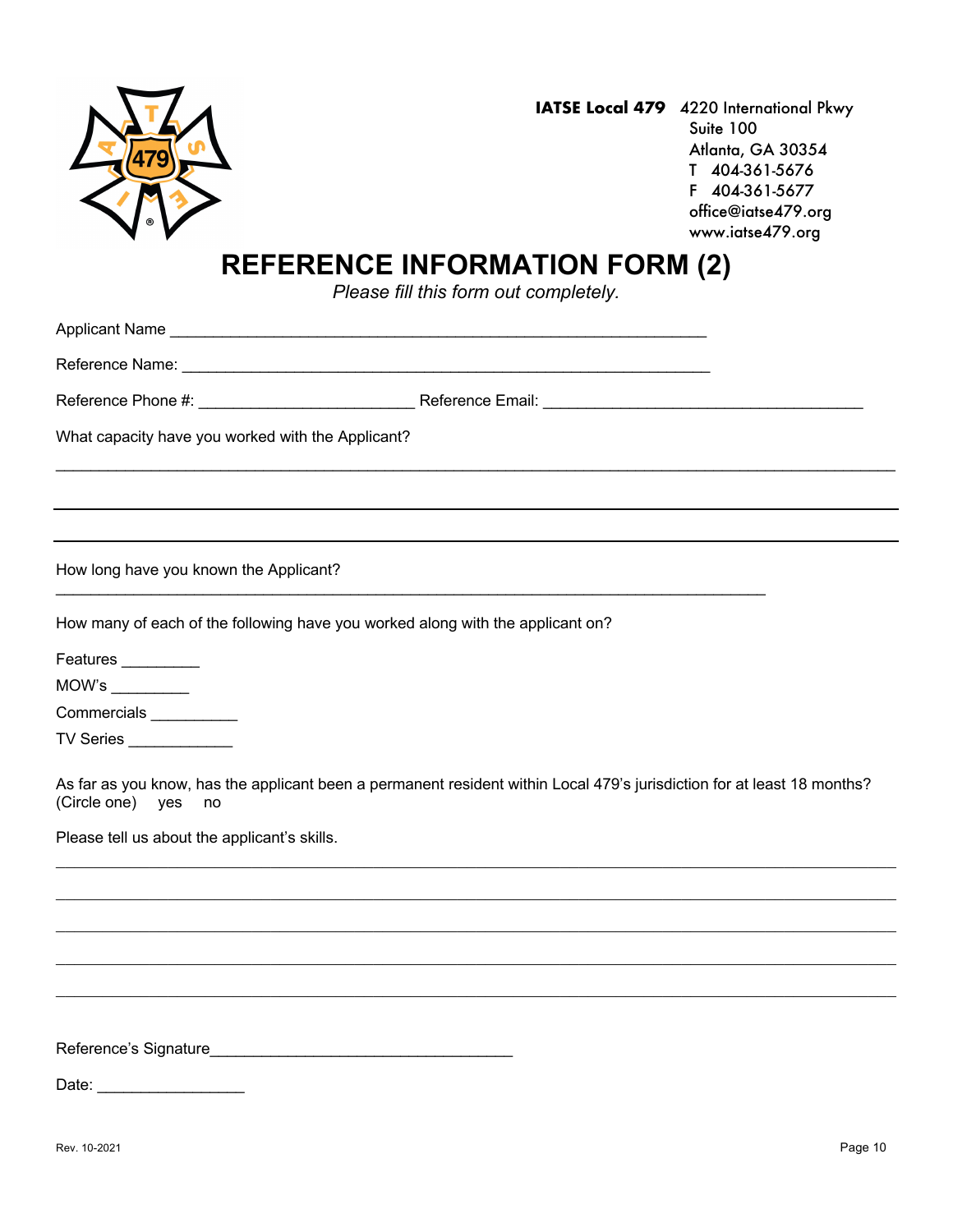**IATSE Local 479** 4220 International Pkwy
Suite 100
Atlanta, GA 30354
T 404-361-5676
F 404-361-5677
office@iatse479.org
www.iatse479.org

# REFERENCE INFORMATION FORM (2)

*Please fill this form out completely.*

Applicant Name ____________________________________________________________

Reference Name: ____________________________________________________________

Reference Phone #: ________________________ Reference Email: ____________________________________

What capacity have you worked with the Applicant?

______________________________________________________________________________________________

______________________________________________________________________________________________

______________________________________________________________________________________________

How long have you known the Applicant?

______________________________________________________________________________

How many of each of the following have you worked along with the applicant on?

Features _________

MOW's _________

Commercials __________

TV Series ____________

As far as you know, has the applicant been a permanent resident within Local 479's jurisdiction for at least 18 months? (Circle one) yes no

Please tell us about the applicant's skills.

______________________________________________________________________________________________

______________________________________________________________________________________________

______________________________________________________________________________________________

______________________________________________________________________________________________

______________________________________________________________________________________________

Reference's Signature__________________________________

Date: ________________

Rev. 10-2021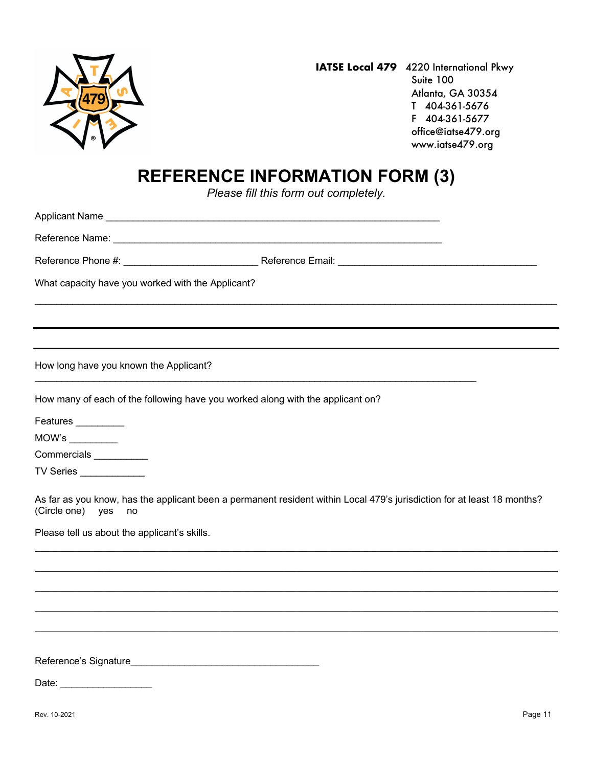**IATSE Local 479** 4220 International Pkwy
Suite 100
Atlanta, GA 30354
T 404-361-5676
F 404-361-5677
office@iatse479.org
www.iatse479.org

# REFERENCE INFORMATION FORM (3)

*Please fill this form out completely.*

Applicant Name ____________________________________________________________

Reference Name: ____________________________________________________________

Reference Phone #: ________________________ Reference Email: ___________________________________

What capacity have you worked with the Applicant?

______________________________________________________________________________________________

______________________________________________________________________________________________

______________________________________________________________________________________________

How long have you known the Applicant?

______________________________________________________________________________

How many of each of the following have you worked along with the applicant on?

Features _________

MOW's _________

Commercials __________

TV Series ____________

As far as you know, has the applicant been a permanent resident within Local 479's jurisdiction for at least 18 months? (Circle one) yes no

Please tell us about the applicant's skills.

______________________________________________________________________________________________

______________________________________________________________________________________________

______________________________________________________________________________________________

______________________________________________________________________________________________

______________________________________________________________________________________________

Reference's Signature__________________________________

Date: ________________

Rev. 10-2021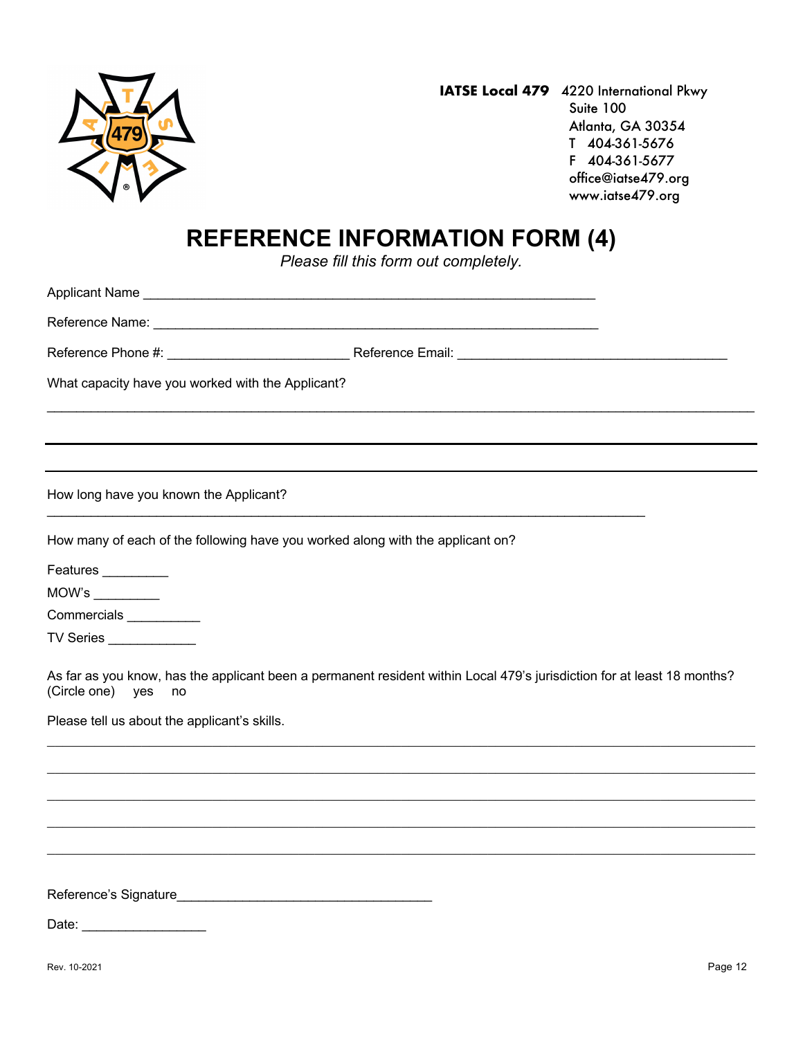**IATSE Local 479** 4220 International Pkwy
Suite 100
Atlanta, GA 30354
T 404-361-5676
F 404-361-5677
office@iatse479.org
www.iatse479.org

# REFERENCE INFORMATION FORM (4)

*Please fill this form out completely.*

Applicant Name ____________________________________________________________

Reference Name: ____________________________________________________________

Reference Phone #: ________________________ Reference Email: ___________________________________

What capacity have you worked with the Applicant?

_____________________________________________________________________________________________

_____________________________________________________________________________________________

_____________________________________________________________________________________________

How long have you known the Applicant?

_______________________________________________________________________________

How many of each of the following have you worked along with the applicant on?

Features _________

MOW's _________

Commercials __________

TV Series ____________

As far as you know, has the applicant been a permanent resident within Local 479's jurisdiction for at least 18 months? (Circle one) yes no

Please tell us about the applicant's skills.

_____________________________________________________________________________________________

_____________________________________________________________________________________________

_____________________________________________________________________________________________

_____________________________________________________________________________________________

_____________________________________________________________________________________________

Reference's Signature__________________________________

Date: ________________

Rev. 10-2021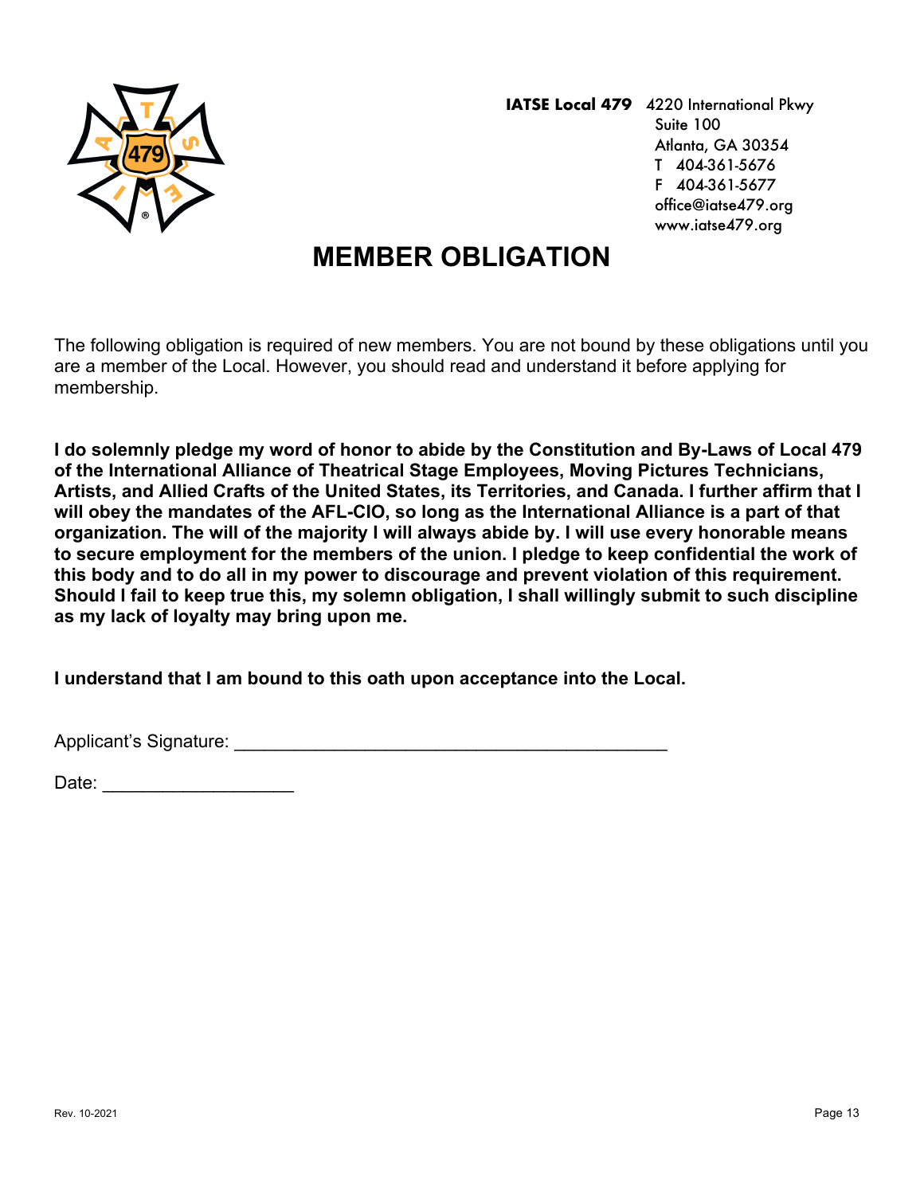**IATSE Local 479** 4220 International Pkwy
Suite 100
Atlanta, GA 30354
T 404-361-5676
F 404-361-5677
office@iatse479.org
www.iatse479.org

# MEMBER OBLIGATION

The following obligation is required of new members. You are not bound by these obligations until you are a member of the Local. However, you should read and understand it before applying for membership.

**I do solemnly pledge my word of honor to abide by the Constitution and By-Laws of Local 479 of the International Alliance of Theatrical Stage Employees, Moving Pictures Technicians, Artists, and Allied Crafts of the United States, its Territories, and Canada. I further affirm that I will obey the mandates of the AFL-CIO, so long as the International Alliance is a part of that organization. The will of the majority I will always abide by. I will use every honorable means to secure employment for the members of the union. I pledge to keep confidential the work of this body and to do all in my power to discourage and prevent violation of this requirement. Should I fail to keep true this, my solemn obligation, I shall willingly submit to such discipline as my lack of loyalty may bring upon me.**

**I understand that I am bound to this oath upon acceptance into the Local.**

Applicant's Signature: ___________________________________________

Date: ___________________

Rev. 10-2021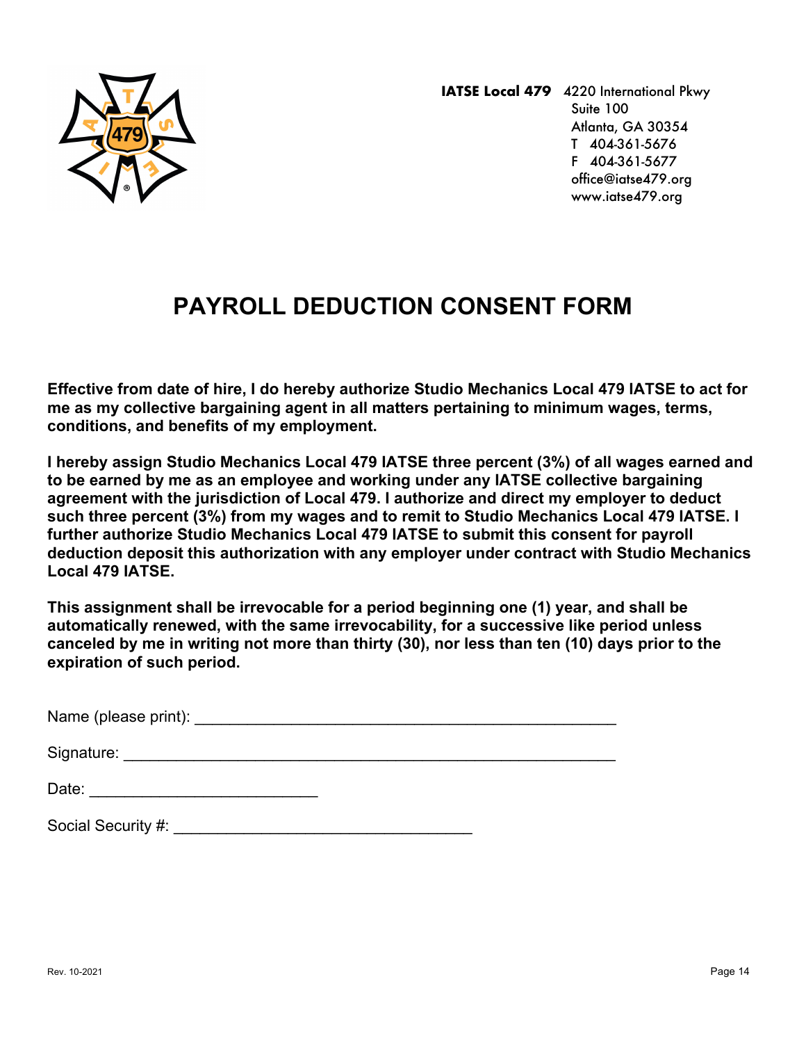**IATSE Local 479** 4220 International Pkwy
Suite 100
Atlanta, GA 30354
T 404-361-5676
F 404-361-5677
office@iatse479.org
www.iatse479.org

# PAYROLL DEDUCTION CONSENT FORM

**Effective from date of hire, I do hereby authorize Studio Mechanics Local 479 IATSE to act for me as my collective bargaining agent in all matters pertaining to minimum wages, terms, conditions, and benefits of my employment.**

**I hereby assign Studio Mechanics Local 479 IATSE three percent (3%) of all wages earned and to be earned by me as an employee and working under any IATSE collective bargaining agreement with the jurisdiction of Local 479. I authorize and direct my employer to deduct such three percent (3%) from my wages and to remit to Studio Mechanics Local 479 IATSE. I further authorize Studio Mechanics Local 479 IATSE to submit this consent for payroll deduction deposit this authorization with any employer under contract with Studio Mechanics Local 479 IATSE.**

**This assignment shall be irrevocable for a period beginning one (1) year, and shall be automatically renewed, with the same irrevocability, for a successive like period unless canceled by me in writing not more than thirty (30), nor less than ten (10) days prior to the expiration of such period.**

Name (please print): ______________________________________________

Signature: ______________________________________________________

Date: _________________________

Social Security #: _________________________________

Rev. 10-2021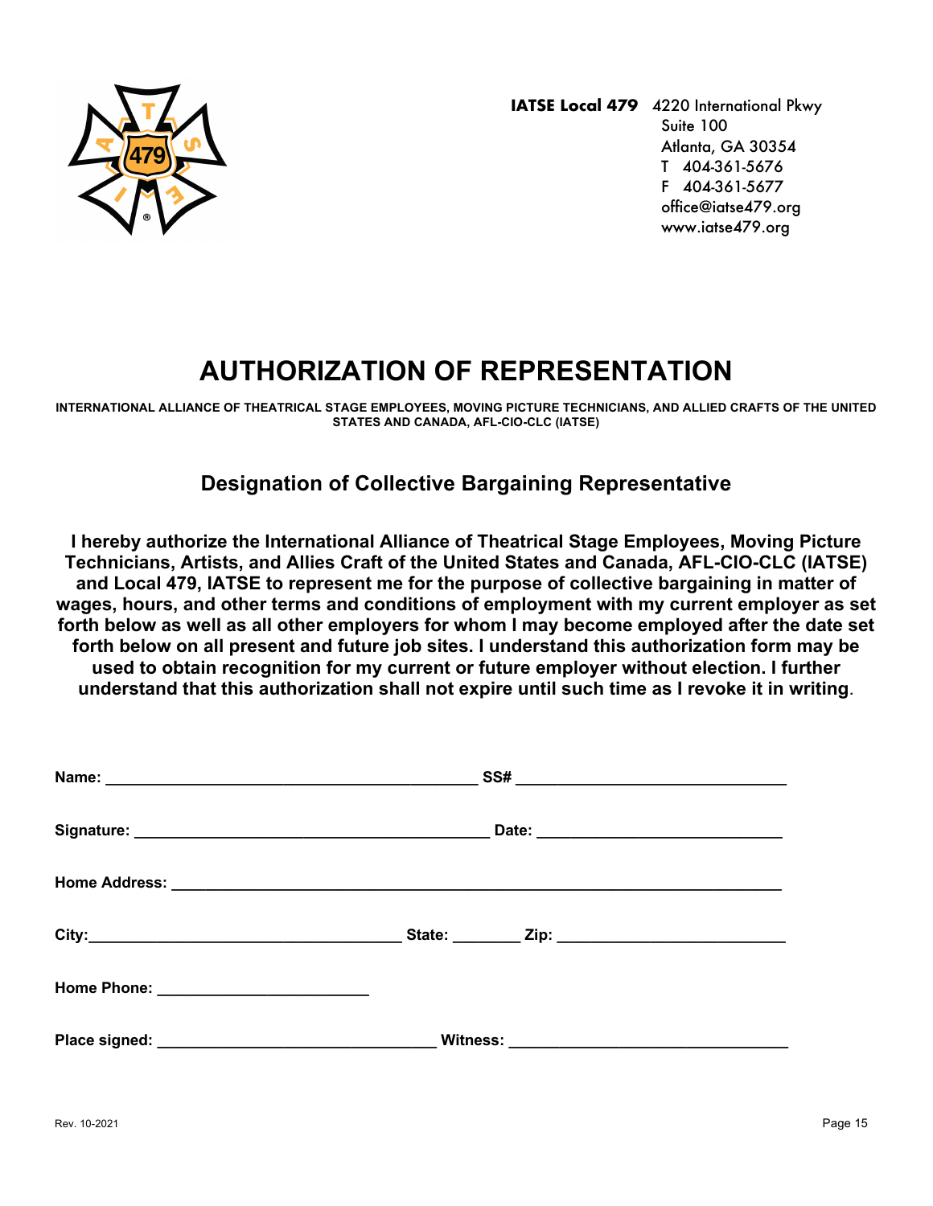**IATSE Local 479** 4220 International Pkwy
Suite 100
Atlanta, GA 30354
T 404-361-5676
F 404-361-5677
office@iatse479.org
www.iatse479.org

# AUTHORIZATION OF REPRESENTATION

**INTERNATIONAL ALLIANCE OF THEATRICAL STAGE EMPLOYEES, MOVING PICTURE TECHNICIANS, AND ALLIED CRAFTS OF THE UNITED STATES AND CANADA, AFL-CIO-CLC (IATSE)**

## Designation of Collective Bargaining Representative

**I hereby authorize the International Alliance of Theatrical Stage Employees, Moving Picture Technicians, Artists, and Allies Craft of the United States and Canada, AFL-CIO-CLC (IATSE) and Local 479, IATSE to represent me for the purpose of collective bargaining in matter of wages, hours, and other terms and conditions of employment with my current employer as set forth below as well as all other employers for whom I may become employed after the date set forth below on all present and future job sites. I understand this authorization form may be used to obtain recognition for my current or future employer without election. I further understand that this authorization shall not expire until such time as I revoke it in writing**.

**Name:** ____________________ **SS#** ____________________

**Signature:** ____________________ **Date:** ____________________

**Home Address:** ________________________________________

**City:** ____________________ **State:** ________ **Zip:** ____________________

**Home Phone:** ____________________

**Place signed:** ____________________ **Witness:** ____________________

Rev. 10-2021